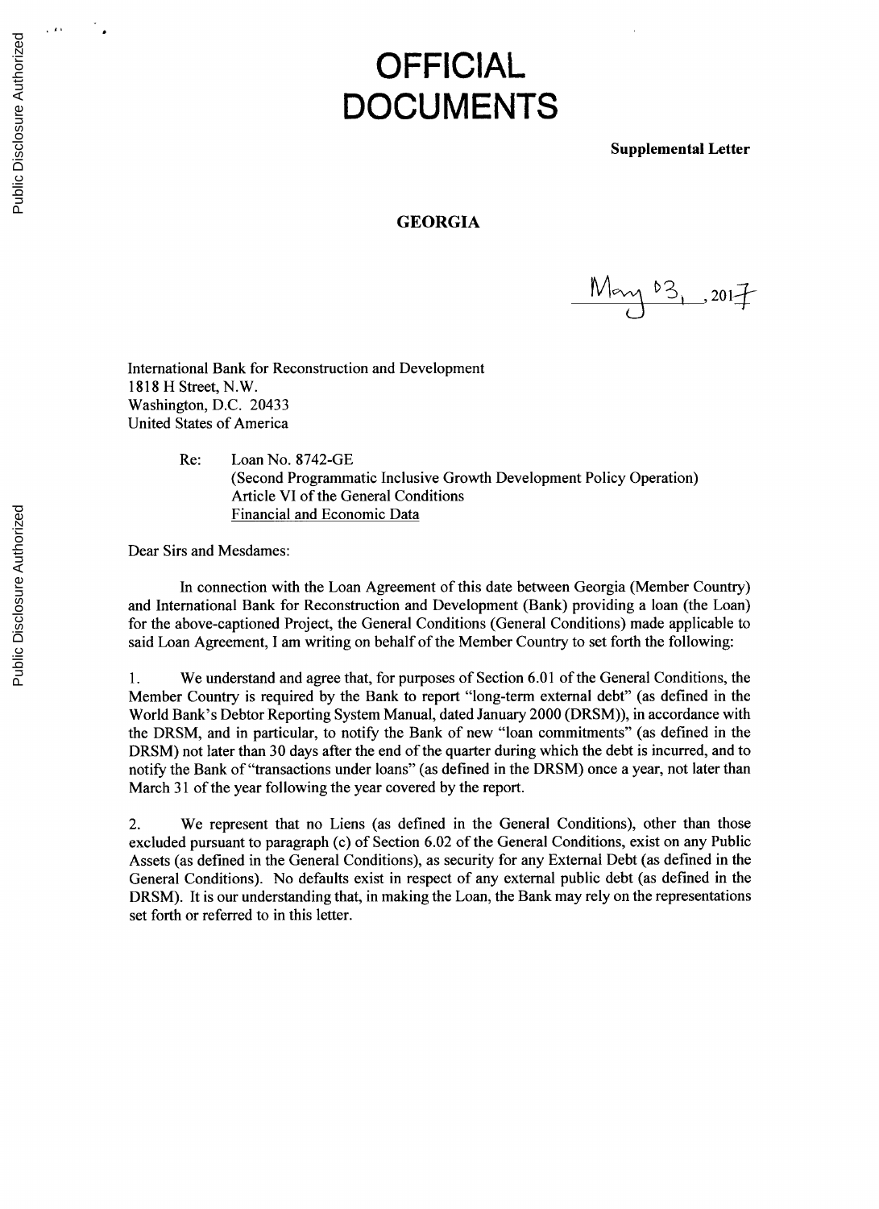# OFFICIAL DOCUMENTS

**Supplemental Letter**

**GEORGIA**

May 03, 2017

International Bank for Reconstruction and Development
1818 H Street, N.W.
Washington, D.C. 20433
United States of America

Re: Loan No. 8742-GE
(Second Programmatic Inclusive Growth Development Policy Operation)
Article VI of the General Conditions
Financial and Economic Data

Dear Sirs and Mesdames:

In connection with the Loan Agreement of this date between Georgia (Member Country) and International Bank for Reconstruction and Development (Bank) providing a loan (the Loan) for the above-captioned Project, the General Conditions (General Conditions) made applicable to said Loan Agreement, I am writing on behalf of the Member Country to set forth the following:

1. We understand and agree that, for purposes of Section 6.01 of the General Conditions, the Member Country is required by the Bank to report "long-term external debt" (as defined in the World Bank's Debtor Reporting System Manual, dated January 2000 (DRSM)), in accordance with the DRSM, and in particular, to notify the Bank of new "loan commitments" (as defined in the DRSM) not later than 30 days after the end of the quarter during which the debt is incurred, and to notify the Bank of "transactions under loans" (as defined in the DRSM) once a year, not later than March 31 of the year following the year covered by the report.

2. We represent that no Liens (as defined in the General Conditions), other than those excluded pursuant to paragraph (c) of Section 6.02 of the General Conditions, exist on any Public Assets (as defined in the General Conditions), as security for any External Debt (as defined in the General Conditions). No defaults exist in respect of any external public debt (as defined in the DRSM). It is our understanding that, in making the Loan, the Bank may rely on the representations set forth or referred to in this letter.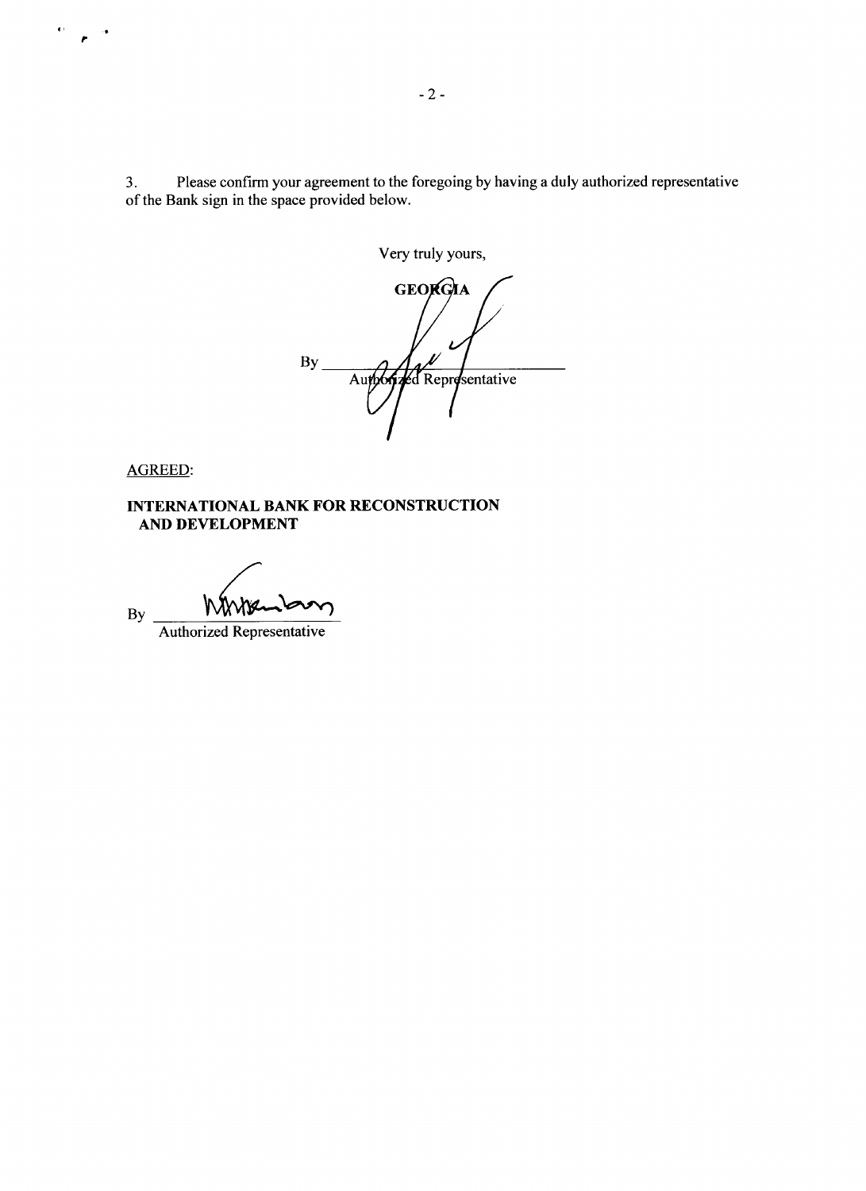3. Please confirm your agreement to the foregoing by having a duly authorized representative of the Bank sign in the space provided below.

Very truly yours,

**GEORGIA**

By ______________________________
Authorized Representative

AGREED:

**INTERNATIONAL BANK FOR RECONSTRUCTION AND DEVELOPMENT**

By ______________________________
Authorized Representative